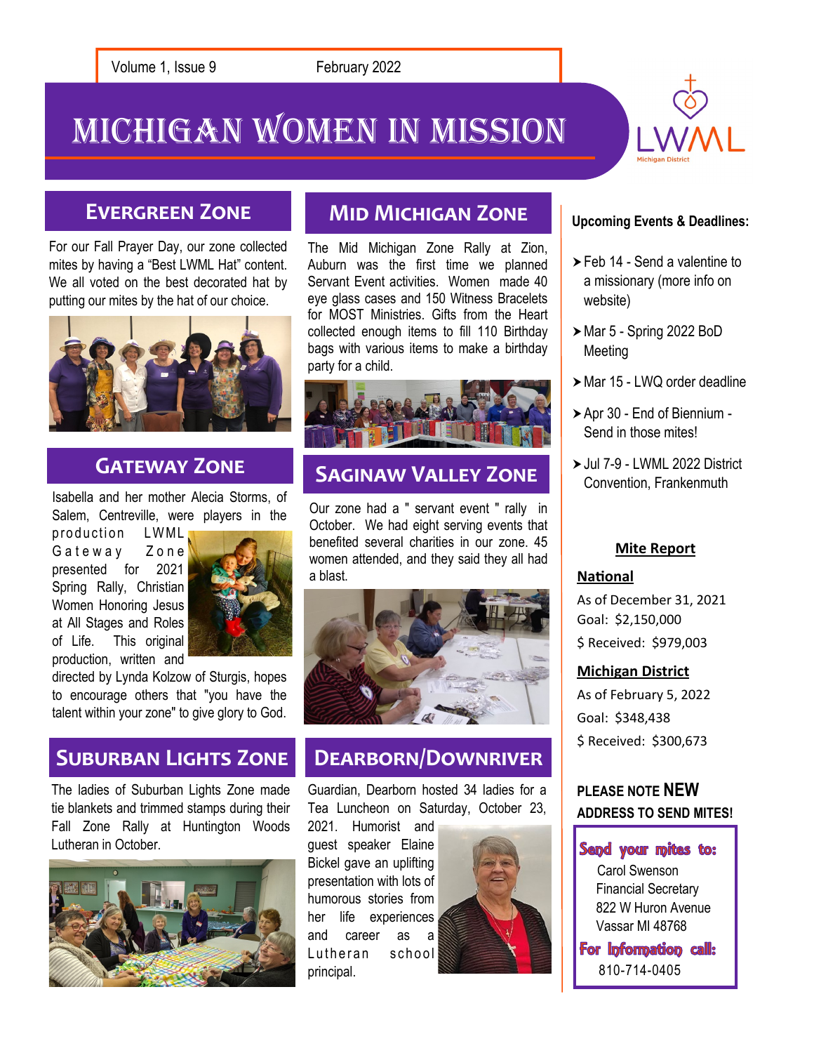# Michigan Women in Mission

February 2022

## Evergreen Zone

For our Fall Prayer Day, our zone collected mites by having a "Best LWML Hat" content. We all voted on the best decorated hat by putting our mites by the hat of our choice.

## Gateway Zone

Isabella and her mother Alecia Storms, of Salem, Centreville, were players in the production LWML Gateway Zone presented for 2021 Spring Rally, Christian Women Honoring Jesus at All Stages and Roles of Life. This original production, written and directed by Lynda Kolzow of Sturgis, hopes to encourage others that "you have the talent within your zone" to give glory to God.

## Suburban Lights Zone

The ladies of Suburban Lights Zone made tie blankets and trimmed stamps during their Fall Zone Rally at Huntington Woods Lutheran in October.

## Mid Michigan Zone

The Mid Michigan Zone Rally at Zion, Auburn was the first time we planned Servant Event activities. Women made 40 eye glass cases and 150 Witness Bracelets for MOST Ministries. Gifts from the Heart collected enough items to fill 110 Birthday bags with various items to make a birthday party for a child.

## Saginaw Valley Zone

Our zone had a " servant event " rally in October. We had eight serving events that benefited several charities in our zone. 45 women attended, and they said they all had a blast.

## Dearborn/Downriver

Guardian, Dearborn hosted 34 ladies for a Tea Luncheon on Saturday, October 23, 2021. Humorist and guest speaker Elaine Bickel gave an uplifting presentation with lots of humorous stories from her life experiences and career as a Lutheran school principal.

**Upcoming Events & Deadlines:**

- Feb 14 - Send a valentine to a missionary (more info on website)
- Mar 5 - Spring 2022 BoD Meeting
- Mar 15 - LWQ order deadline
- Apr 30 - End of Biennium - Send in those mites!
- Jul 7-9 - LWML 2022 District Convention, Frankenmuth

**Mite Report**

**National**

As of December 31, 2021
Goal: $2,150,000
$ Received: $979,003

**Michigan District**

As of February 5, 2022
Goal: $348,438
$ Received: $300,673

**PLEASE NOTE NEW ADDRESS TO SEND MITES!**

**Send your mites to:**
Carol Swenson
Financial Secretary
822 W Huron Avenue
Vassar MI 48768

**For Information call:**
810-714-0405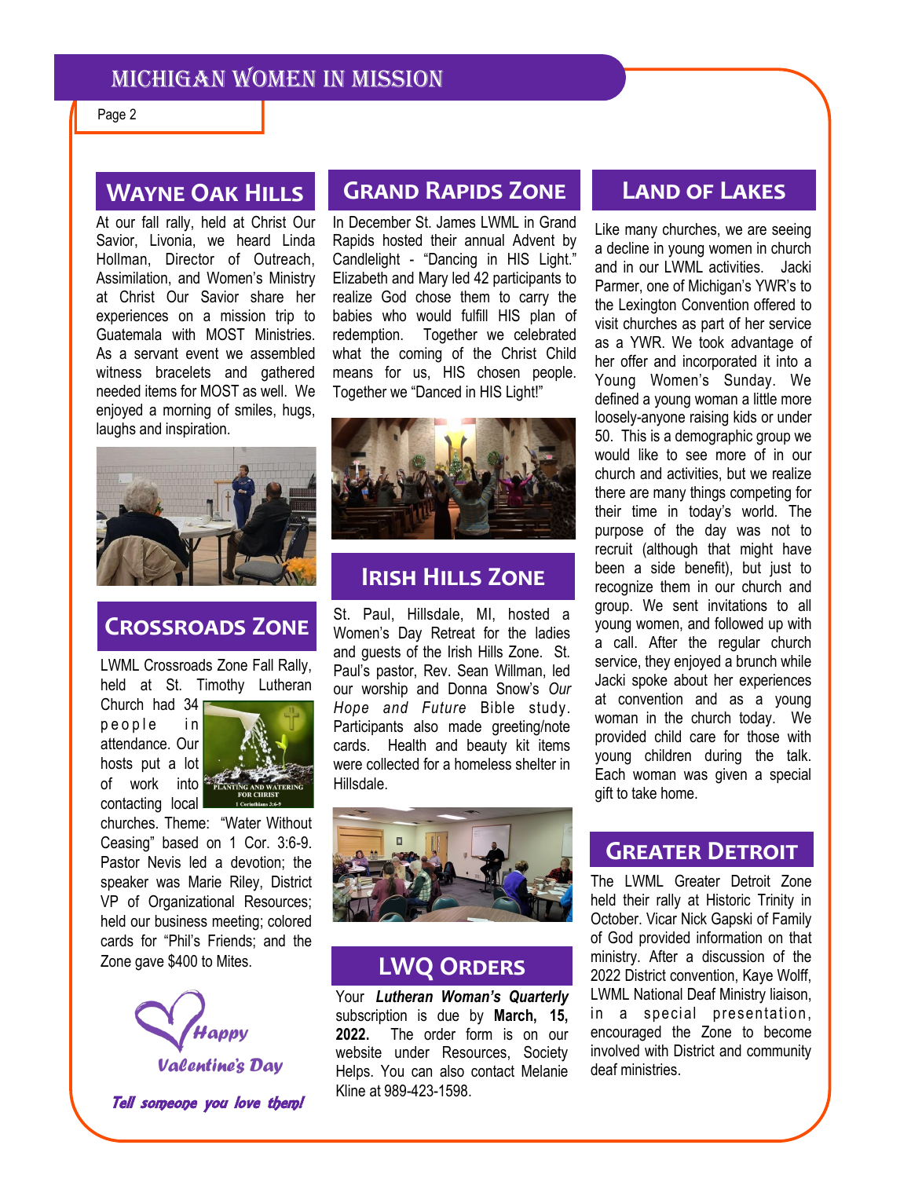## Wayne Oak Hills

At our fall rally, held at Christ Our Savior, Livonia, we heard Linda Hollman, Director of Outreach, Assimilation, and Women's Ministry at Christ Our Savior share her experiences on a mission trip to Guatemala with MOST Ministries. As a servant event we assembled witness bracelets and gathered needed items for MOST as well. We enjoyed a morning of smiles, hugs, laughs and inspiration.

## Crossroads Zone

LWML Crossroads Zone Fall Rally, held at St. Timothy Lutheran Church had 34 people in attendance. Our hosts put a lot of work into contacting local churches. Theme: "Water Without Ceasing" based on 1 Cor. 3:6-9. Pastor Nevis led a devotion; the speaker was Marie Riley, District VP of Organizational Resources; held our business meeting; colored cards for "Phil's Friends; and the Zone gave $400 to Mites.

PLANTING AND WATERING FOR CHRIST
1 Corinthians 3:6-9

Happy Valentine's Day

Tell someone you love them!

## Grand Rapids Zone

In December St. James LWML in Grand Rapids hosted their annual Advent by Candlelight - "Dancing in HIS Light." Elizabeth and Mary led 42 participants to realize God chose them to carry the babies who would fulfill HIS plan of redemption. Together we celebrated what the coming of the Christ Child means for us, HIS chosen people. Together we "Danced in HIS Light!"

## Irish Hills Zone

St. Paul, Hillsdale, MI, hosted a Women's Day Retreat for the ladies and guests of the Irish Hills Zone. St. Paul's pastor, Rev. Sean Willman, led our worship and Donna Snow's *Our Hope and Future* Bible study. Participants also made greeting/note cards. Health and beauty kit items were collected for a homeless shelter in Hillsdale.

## LWQ Orders

Your ***Lutheran Woman's Quarterly*** subscription is due by **March, 15, 2022.** The order form is on our website under Resources, Society Helps. You can also contact Melanie Kline at 989-423-1598.

## Land of Lakes

Like many churches, we are seeing a decline in young women in church and in our LWML activities. Jacki Parmer, one of Michigan's YWR's to the Lexington Convention offered to visit churches as part of her service as a YWR. We took advantage of her offer and incorporated it into a Young Women's Sunday. We defined a young woman a little more loosely-anyone raising kids or under 50. This is a demographic group we would like to see more of in our church and activities, but we realize there are many things competing for their time in today's world. The purpose of the day was not to recruit (although that might have been a side benefit), but just to recognize them in our church and group. We sent invitations to all young women, and followed up with a call. After the regular church service, they enjoyed a brunch while Jacki spoke about her experiences at convention and as a young woman in the church today. We provided child care for those with young children during the talk. Each woman was given a special gift to take home.

## Greater Detroit

The LWML Greater Detroit Zone held their rally at Historic Trinity in October. Vicar Nick Gapski of Family of God provided information on that ministry. After a discussion of the 2022 District convention, Kaye Wolff, LWML National Deaf Ministry liaison, in a special presentation, encouraged the Zone to become involved with District and community deaf ministries.